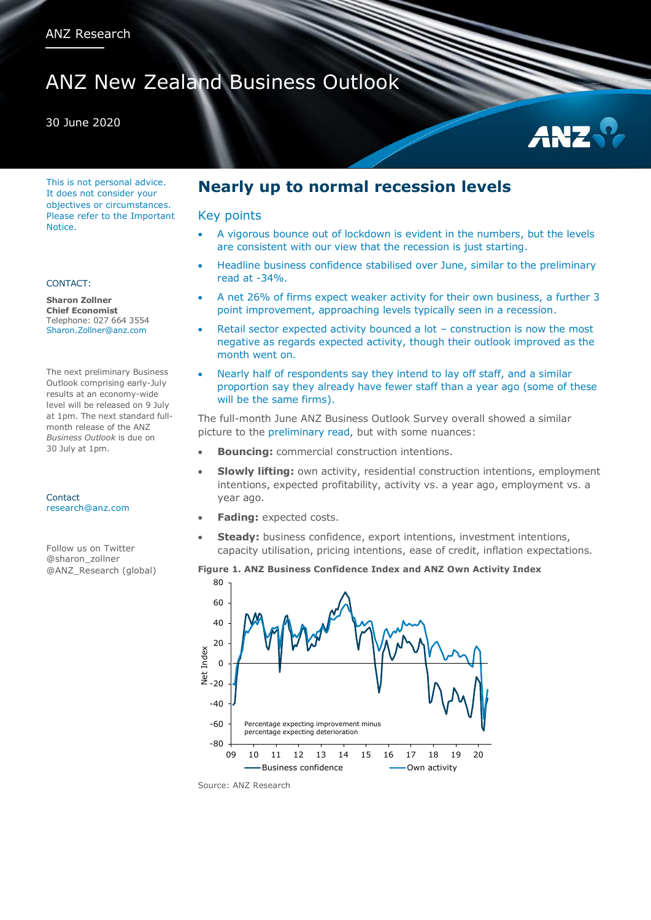ANZ Research

# ANZ New Zealand Business Outlook

30 June 2020

This is not personal advice. It does not consider your objectives or circumstances. Please refer to the Important Notice.

CONTACT:

**Sharon Zollner**
**Chief Economist**
Telephone: 027 664 3554
Sharon.Zollner@anz.com

The next preliminary Business Outlook comprising early-July results at an economy-wide level will be released on 9 July at 1pm. The next standard full-month release of the ANZ *Business Outlook* is due on 30 July at 1pm.

Contact
research@anz.com

Follow us on Twitter
@sharon_zollner
@ANZ_Research (global)

## Nearly up to normal recession levels

### Key points

- A vigorous bounce out of lockdown is evident in the numbers, but the levels are consistent with our view that the recession is just starting.
- Headline business confidence stabilised over June, similar to the preliminary read at -34%.
- A net 26% of firms expect weaker activity for their own business, a further 3 point improvement, approaching levels typically seen in a recession.
- Retail sector expected activity bounced a lot – construction is now the most negative as regards expected activity, though their outlook improved as the month went on.
- Nearly half of respondents say they intend to lay off staff, and a similar proportion say they already have fewer staff than a year ago (some of these will be the same firms).

The full-month June ANZ Business Outlook Survey overall showed a similar picture to the preliminary read, but with some nuances:

- **Bouncing:** commercial construction intentions.
- **Slowly lifting:** own activity, residential construction intentions, employment intentions, expected profitability, activity vs. a year ago, employment vs. a year ago.
- **Fading:** expected costs.
- **Steady:** business confidence, export intentions, investment intentions, capacity utilisation, pricing intentions, ease of credit, inflation expectations.

**Figure 1. ANZ Business Confidence Index and ANZ Own Activity Index**

Source: ANZ Research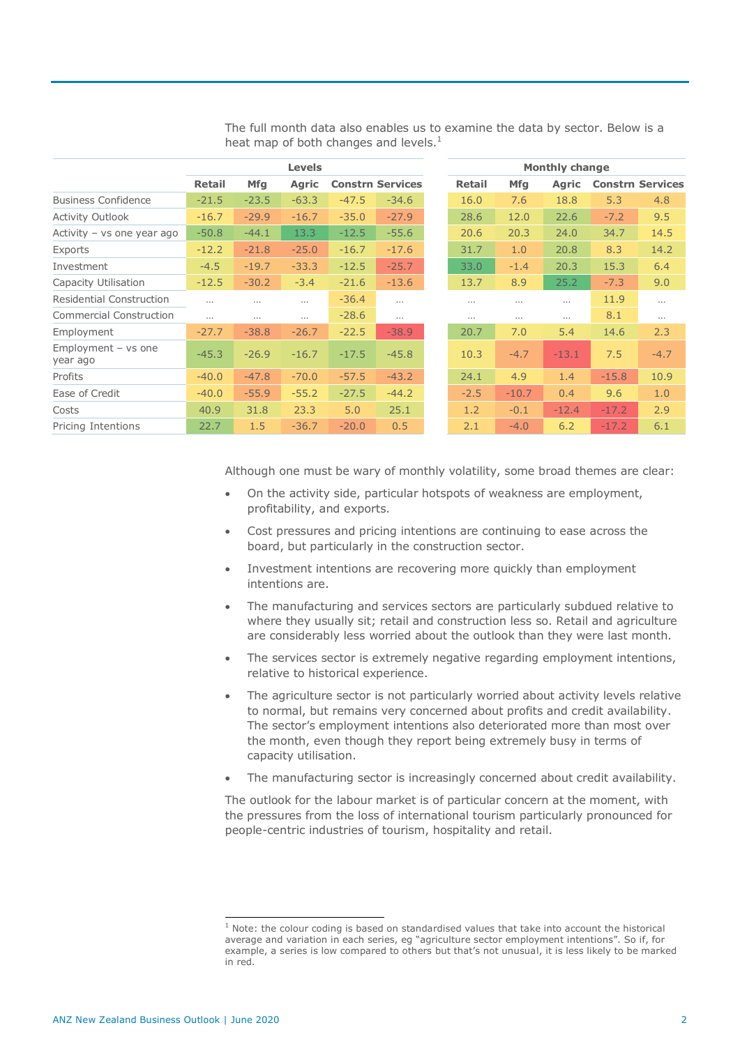The full month data also enables us to examine the data by sector. Below is a heat map of both changes and levels.[1]

| | Levels | | | | | Monthly change | | | | |
|---|---|---|---|---|---|---|---|---|---|---|
| | Retail | Mfg | Agric | Constrn | Services | Retail | Mfg | Agric | Constrn | Services |
| Business Confidence | -21.5 | -23.5 | -63.3 | -47.5 | -34.6 | 16.0 | 7.6 | 18.8 | 5.3 | 4.8 |
| Activity Outlook | -16.7 | -29.9 | -16.7 | -35.0 | -27.9 | 28.6 | 12.0 | 22.6 | -7.2 | 9.5 |
| Activity – vs one year ago | -50.8 | -44.1 | 13.3 | -12.5 | -55.6 | 20.6 | 20.3 | 24.0 | 34.7 | 14.5 |
| Exports | -12.2 | -21.8 | -25.0 | -16.7 | -17.6 | 31.7 | 1.0 | 20.8 | 8.3 | 14.2 |
| Investment | -4.5 | -19.7 | -33.3 | -12.5 | -25.7 | 33.0 | -1.4 | 20.3 | 15.3 | 6.4 |
| Capacity Utilisation | -12.5 | -30.2 | -3.4 | -21.6 | -13.6 | 13.7 | 8.9 | 25.2 | -7.3 | 9.0 |
| Residential Construction | … | … | … | -36.4 | … | … | … | … | 11.9 | … |
| Commercial Construction | … | … | … | -28.6 | … | … | … | … | 8.1 | … |
| Employment | -27.7 | -38.8 | -26.7 | -22.5 | -38.9 | 20.7 | 7.0 | 5.4 | 14.6 | 2.3 |
| Employment – vs one year ago | -45.3 | -26.9 | -16.7 | -17.5 | -45.8 | 10.3 | -4.7 | -13.1 | 7.5 | -4.7 |
| Profits | -40.0 | -47.8 | -70.0 | -57.5 | -43.2 | 24.1 | 4.9 | 1.4 | -15.8 | 10.9 |
| Ease of Credit | -40.0 | -55.9 | -55.2 | -27.5 | -44.2 | -2.5 | -10.7 | 0.4 | 9.6 | 1.0 |
| Costs | 40.9 | 31.8 | 23.3 | 5.0 | 25.1 | 1.2 | -0.1 | -12.4 | -17.2 | 2.9 |
| Pricing Intentions | 22.7 | 1.5 | -36.7 | -20.0 | 0.5 | 2.1 | -4.0 | 6.2 | -17.2 | 6.1 |

Although one must be wary of monthly volatility, some broad themes are clear:

- On the activity side, particular hotspots of weakness are employment, profitability, and exports.
- Cost pressures and pricing intentions are continuing to ease across the board, but particularly in the construction sector.
- Investment intentions are recovering more quickly than employment intentions are.
- The manufacturing and services sectors are particularly subdued relative to where they usually sit; retail and construction less so. Retail and agriculture are considerably less worried about the outlook than they were last month.
- The services sector is extremely negative regarding employment intentions, relative to historical experience.
- The agriculture sector is not particularly worried about activity levels relative to normal, but remains very concerned about profits and credit availability. The sector's employment intentions also deteriorated more than most over the month, even though they report being extremely busy in terms of capacity utilisation.
- The manufacturing sector is increasingly concerned about credit availability.

The outlook for the labour market is of particular concern at the moment, with the pressures from the loss of international tourism particularly pronounced for people-centric industries of tourism, hospitality and retail.

[1] Note: the colour coding is based on standardised values that take into account the historical average and variation in each series, eg "agriculture sector employment intentions". So if, for example, a series is low compared to others but that's not unusual, it is less likely to be marked in red.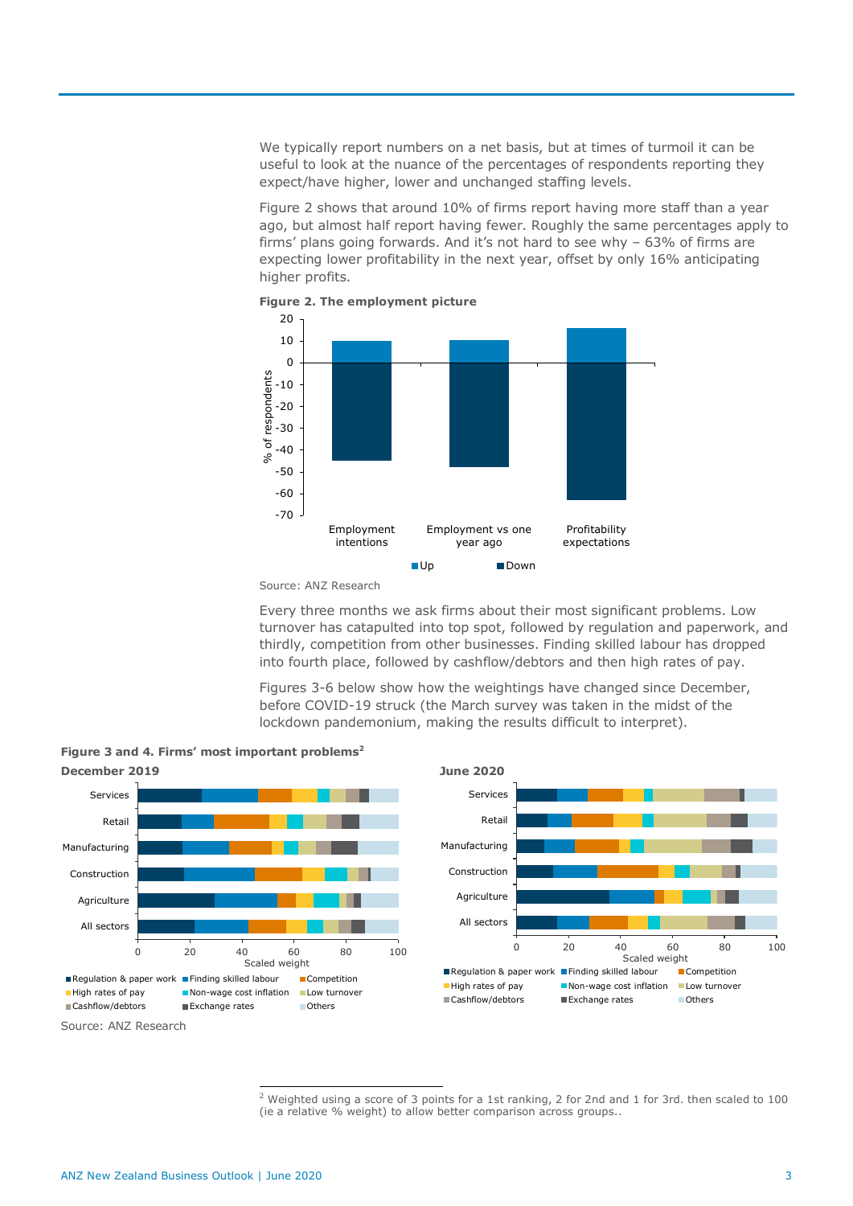We typically report numbers on a net basis, but at times of turmoil it can be useful to look at the nuance of the percentages of respondents reporting they expect/have higher, lower and unchanged staffing levels.

Figure 2 shows that around 10% of firms report having more staff than a year ago, but almost half report having fewer. Roughly the same percentages apply to firms' plans going forwards. And it's not hard to see why – 63% of firms are expecting lower profitability in the next year, offset by only 16% anticipating higher profits.

**Figure 2. The employment picture**

Source: ANZ Research

Every three months we ask firms about their most significant problems. Low turnover has catapulted into top spot, followed by regulation and paperwork, and thirdly, competition from other businesses. Finding skilled labour has dropped into fourth place, followed by cashflow/debtors and then high rates of pay.

Figures 3-6 below show how the weightings have changed since December, before COVID-19 struck (the March survey was taken in the midst of the lockdown pandemonium, making the results difficult to interpret).

**Figure 3 and 4. Firms' most important problems**[2]

**December 2019**

**June 2020**

Source: ANZ Research

[2] Weighted using a score of 3 points for a 1st ranking, 2 for 2nd and 1 for 3rd. then scaled to 100 (ie a relative % weight) to allow better comparison across groups..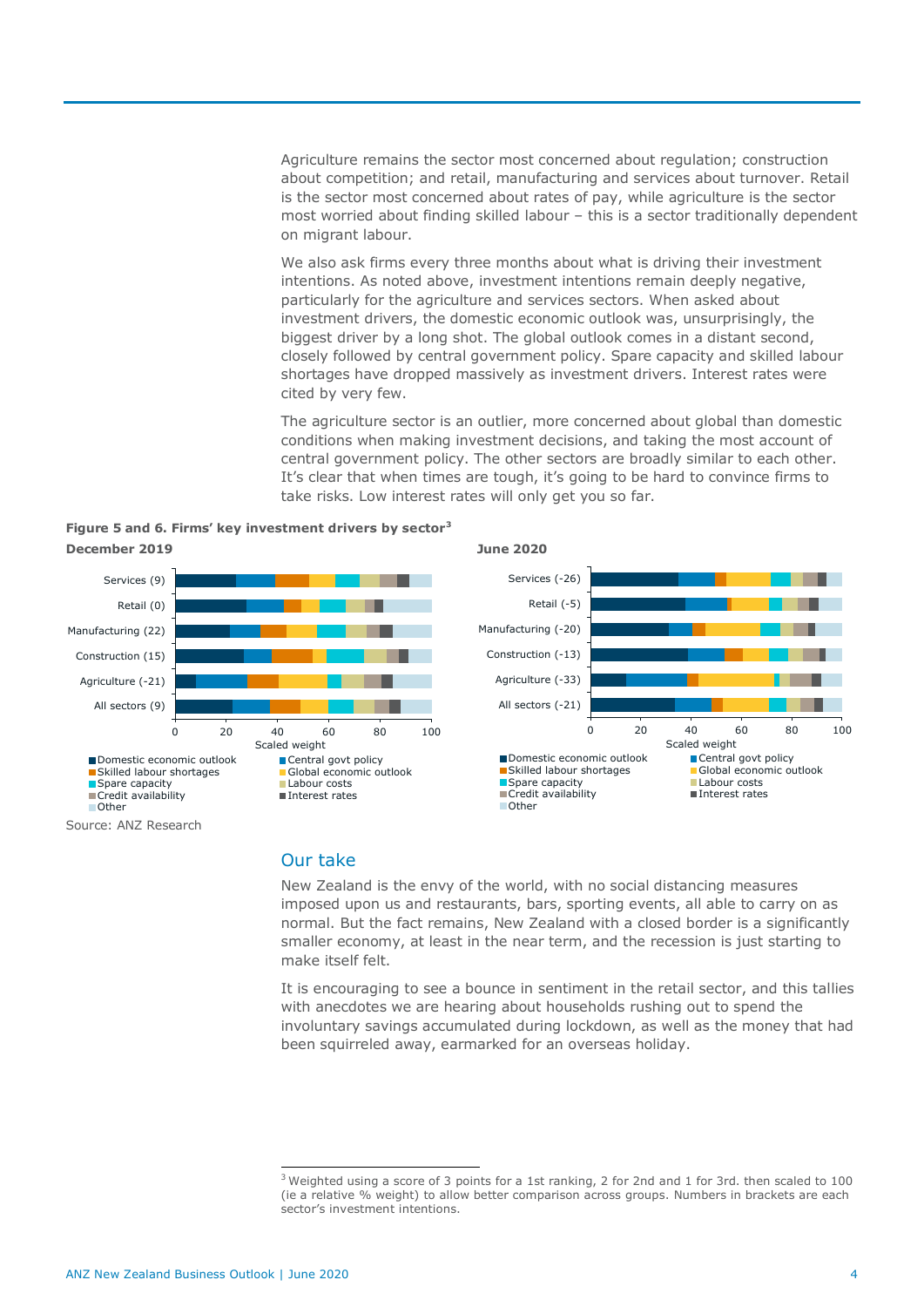Agriculture remains the sector most concerned about regulation; construction about competition; and retail, manufacturing and services about turnover. Retail is the sector most concerned about rates of pay, while agriculture is the sector most worried about finding skilled labour – this is a sector traditionally dependent on migrant labour.

We also ask firms every three months about what is driving their investment intentions. As noted above, investment intentions remain deeply negative, particularly for the agriculture and services sectors. When asked about investment drivers, the domestic economic outlook was, unsurprisingly, the biggest driver by a long shot. The global outlook comes in a distant second, closely followed by central government policy. Spare capacity and skilled labour shortages have dropped massively as investment drivers. Interest rates were cited by very few.

The agriculture sector is an outlier, more concerned about global than domestic conditions when making investment decisions, and taking the most account of central government policy. The other sectors are broadly similar to each other. It's clear that when times are tough, it's going to be hard to convince firms to take risks. Low interest rates will only get you so far.

**Figure 5 and 6. Firms' key investment drivers by sector[3]**

**December 2019**

Services (9), Retail (0), Manufacturing (22), Construction (15), Agriculture (-21), All sectors (9)

Scaled weight (0–100)

Legend: Domestic economic outlook; Central govt policy; Skilled labour shortages; Global economic outlook; Spare capacity; Labour costs; Credit availability; Interest rates; Other

**June 2020**

Services (-26), Retail (-5), Manufacturing (-20), Construction (-13), Agriculture (-33), All sectors (-21)

Scaled weight (0–100)

Legend: Domestic economic outlook; Central govt policy; Skilled labour shortages; Global economic outlook; Spare capacity; Labour costs; Credit availability; Interest rates; Other

Source: ANZ Research

## Our take

New Zealand is the envy of the world, with no social distancing measures imposed upon us and restaurants, bars, sporting events, all able to carry on as normal. But the fact remains, New Zealand with a closed border is a significantly smaller economy, at least in the near term, and the recession is just starting to make itself felt.

It is encouraging to see a bounce in sentiment in the retail sector, and this tallies with anecdotes we are hearing about households rushing out to spend the involuntary savings accumulated during lockdown, as well as the money that had been squirreled away, earmarked for an overseas holiday.

---

[3] Weighted using a score of 3 points for a 1st ranking, 2 for 2nd and 1 for 3rd. then scaled to 100 (ie a relative % weight) to allow better comparison across groups. Numbers in brackets are each sector's investment intentions.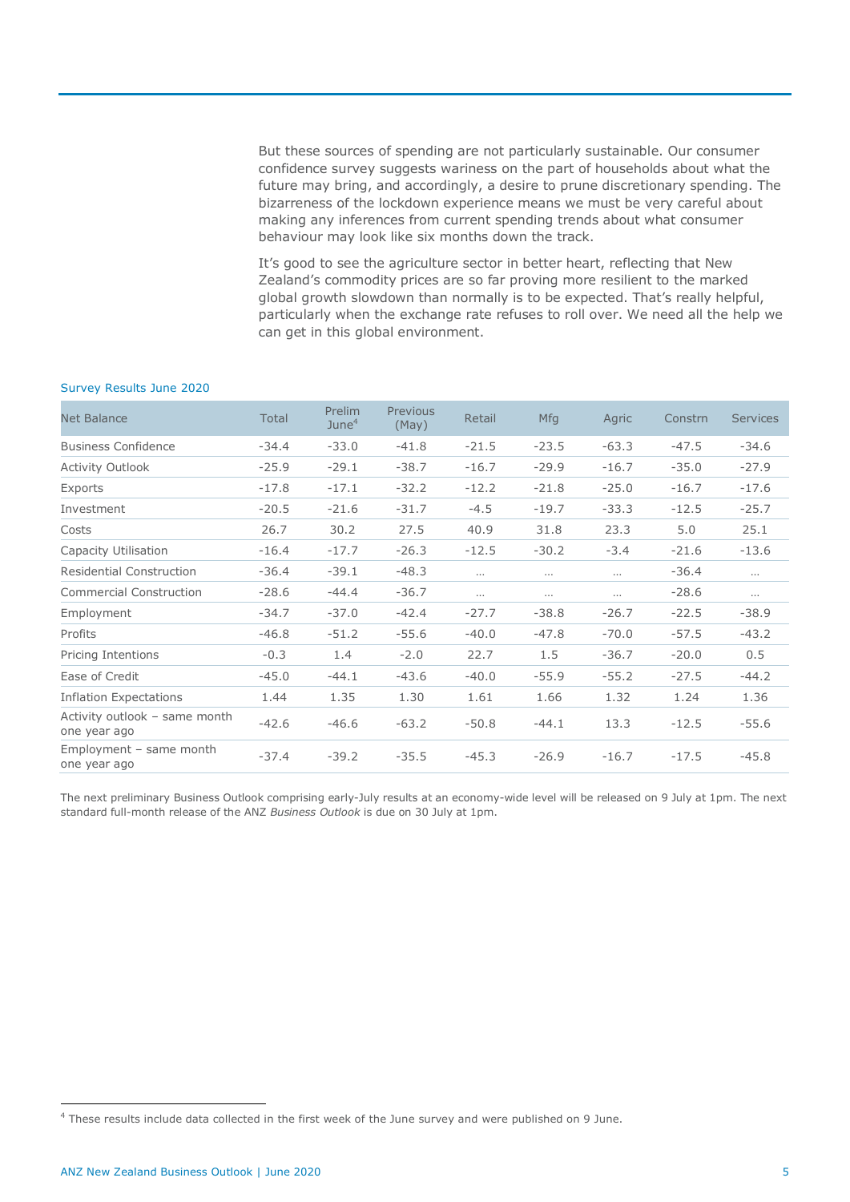But these sources of spending are not particularly sustainable. Our consumer confidence survey suggests wariness on the part of households about what the future may bring, and accordingly, a desire to prune discretionary spending. The bizarreness of the lockdown experience means we must be very careful about making any inferences from current spending trends about what consumer behaviour may look like six months down the track.

It's good to see the agriculture sector in better heart, reflecting that New Zealand's commodity prices are so far proving more resilient to the marked global growth slowdown than normally is to be expected. That's really helpful, particularly when the exchange rate refuses to roll over. We need all the help we can get in this global environment.

Survey Results June 2020

| Net Balance | Total | Prelim June[4] | Previous (May) | Retail | Mfg | Agric | Constrn | Services |
|---|---|---|---|---|---|---|---|---|
| Business Confidence | -34.4 | -33.0 | -41.8 | -21.5 | -23.5 | -63.3 | -47.5 | -34.6 |
| Activity Outlook | -25.9 | -29.1 | -38.7 | -16.7 | -29.9 | -16.7 | -35.0 | -27.9 |
| Exports | -17.8 | -17.1 | -32.2 | -12.2 | -21.8 | -25.0 | -16.7 | -17.6 |
| Investment | -20.5 | -21.6 | -31.7 | -4.5 | -19.7 | -33.3 | -12.5 | -25.7 |
| Costs | 26.7 | 30.2 | 27.5 | 40.9 | 31.8 | 23.3 | 5.0 | 25.1 |
| Capacity Utilisation | -16.4 | -17.7 | -26.3 | -12.5 | -30.2 | -3.4 | -21.6 | -13.6 |
| Residential Construction | -36.4 | -39.1 | -48.3 | … | … | … | -36.4 | … |
| Commercial Construction | -28.6 | -44.4 | -36.7 | … | … | … | -28.6 | … |
| Employment | -34.7 | -37.0 | -42.4 | -27.7 | -38.8 | -26.7 | -22.5 | -38.9 |
| Profits | -46.8 | -51.2 | -55.6 | -40.0 | -47.8 | -70.0 | -57.5 | -43.2 |
| Pricing Intentions | -0.3 | 1.4 | -2.0 | 22.7 | 1.5 | -36.7 | -20.0 | 0.5 |
| Ease of Credit | -45.0 | -44.1 | -43.6 | -40.0 | -55.9 | -55.2 | -27.5 | -44.2 |
| Inflation Expectations | 1.44 | 1.35 | 1.30 | 1.61 | 1.66 | 1.32 | 1.24 | 1.36 |
| Activity outlook – same month one year ago | -42.6 | -46.6 | -63.2 | -50.8 | -44.1 | 13.3 | -12.5 | -55.6 |
| Employment – same month one year ago | -37.4 | -39.2 | -35.5 | -45.3 | -26.9 | -16.7 | -17.5 | -45.8 |

The next preliminary Business Outlook comprising early-July results at an economy-wide level will be released on 9 July at 1pm. The next standard full-month release of the ANZ *Business Outlook* is due on 30 July at 1pm.

[4] These results include data collected in the first week of the June survey and were published on 9 June.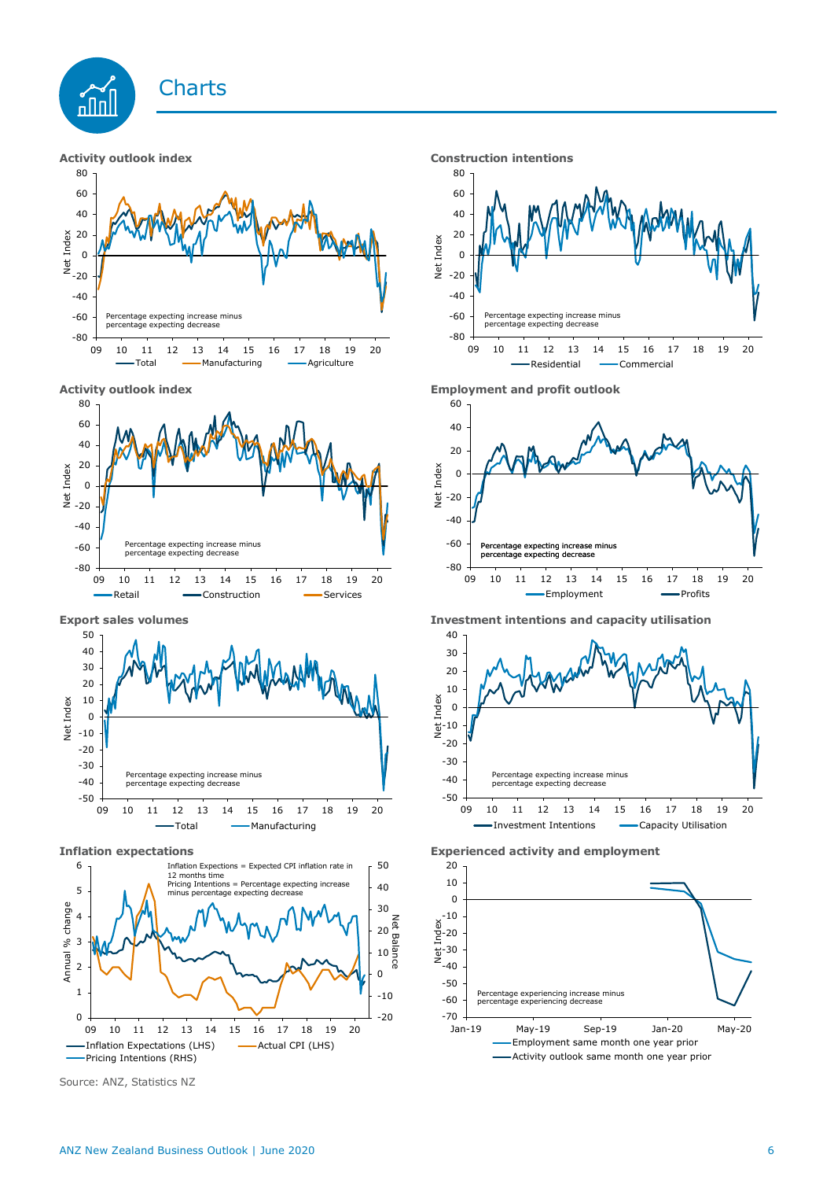# Charts

**Activity outlook index**

Percentage expecting increase minus percentage expecting decrease

Total, Manufacturing, Agriculture

**Construction intentions**

Percentage expecting increase minus percentage expecting decrease

Residential, Commercial

**Activity outlook index**

Percentage expecting increase minus percentage expecting decrease

Retail, Construction, Services

**Employment and profit outlook**

Percentage expecting increase minus percentage expecting decrease

Employment, Profits

**Export sales volumes**

Percentage expecting increase minus percentage expecting decrease

Total, Manufacturing

**Investment intentions and capacity utilisation**

Percentage expecting increase minus percentage expecting decrease

Investment Intentions, Capacity Utilisation

**Inflation expectations**

Inflation Expectations = Expected CPI inflation rate in 12 months time
Pricing Intentions = Percentage expecting increase minus percentage expecting decrease

Inflation Expectations (LHS), Actual CPI (LHS), Pricing Intentions (RHS)

**Experienced activity and employment**

Percentage experiencing increase minus percentage experiencing decrease

Employment same month one year prior, Activity outlook same month one year prior

Source: ANZ, Statistics NZ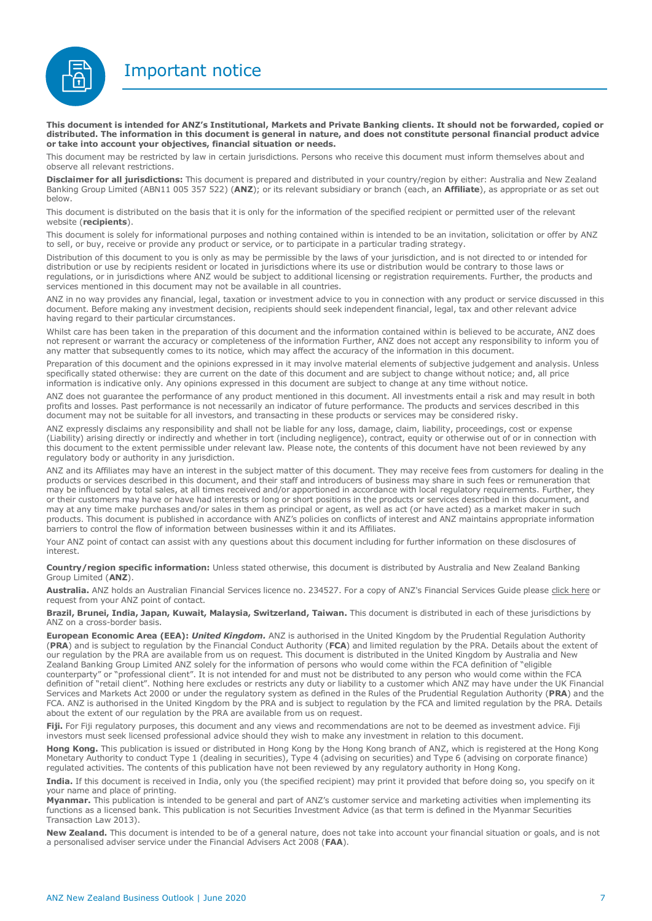# Important notice

**This document is intended for ANZ's Institutional, Markets and Private Banking clients. It should not be forwarded, copied or distributed. The information in this document is general in nature, and does not constitute personal financial product advice or take into account your objectives, financial situation or needs.**

This document may be restricted by law in certain jurisdictions. Persons who receive this document must inform themselves about and observe all relevant restrictions.

**Disclaimer for all jurisdictions:** This document is prepared and distributed in your country/region by either: Australia and New Zealand Banking Group Limited (ABN11 005 357 522) (**ANZ**); or its relevant subsidiary or branch (each, an **Affiliate**), as appropriate or as set out below.

This document is distributed on the basis that it is only for the information of the specified recipient or permitted user of the relevant website (**recipients**).

This document is solely for informational purposes and nothing contained within is intended to be an invitation, solicitation or offer by ANZ to sell, or buy, receive or provide any product or service, or to participate in a particular trading strategy.

Distribution of this document to you is only as may be permissible by the laws of your jurisdiction, and is not directed to or intended for distribution or use by recipients resident or located in jurisdictions where its use or distribution would be contrary to those laws or regulations, or in jurisdictions where ANZ would be subject to additional licensing or registration requirements. Further, the products and services mentioned in this document may not be available in all countries.

ANZ in no way provides any financial, legal, taxation or investment advice to you in connection with any product or service discussed in this document. Before making any investment decision, recipients should seek independent financial, legal, tax and other relevant advice having regard to their particular circumstances.

Whilst care has been taken in the preparation of this document and the information contained within is believed to be accurate, ANZ does not represent or warrant the accuracy or completeness of the information Further, ANZ does not accept any responsibility to inform you of any matter that subsequently comes to its notice, which may affect the accuracy of the information in this document.

Preparation of this document and the opinions expressed in it may involve material elements of subjective judgement and analysis. Unless specifically stated otherwise: they are current on the date of this document and are subject to change without notice; and, all price information is indicative only. Any opinions expressed in this document are subject to change at any time without notice.

ANZ does not guarantee the performance of any product mentioned in this document. All investments entail a risk and may result in both profits and losses. Past performance is not necessarily an indicator of future performance. The products and services described in this document may not be suitable for all investors, and transacting in these products or services may be considered risky.

ANZ expressly disclaims any responsibility and shall not be liable for any loss, damage, claim, liability, proceedings, cost or expense (Liability) arising directly or indirectly and whether in tort (including negligence), contract, equity or otherwise out of or in connection with this document to the extent permissible under relevant law. Please note, the contents of this document have not been reviewed by any regulatory body or authority in any jurisdiction.

ANZ and its Affiliates may have an interest in the subject matter of this document. They may receive fees from customers for dealing in the products or services described in this document, and their staff and introducers of business may share in such fees or remuneration that may be influenced by total sales, at all times received and/or apportioned in accordance with local regulatory requirements. Further, they or their customers may have or have had interests or long or short positions in the products or services described in this document, and may at any time make purchases and/or sales in them as principal or agent, as well as act (or have acted) as a market maker in such products. This document is published in accordance with ANZ's policies on conflicts of interest and ANZ maintains appropriate information barriers to control the flow of information between businesses within it and its Affiliates.

Your ANZ point of contact can assist with any questions about this document including for further information on these disclosures of interest.

**Country/region specific information:** Unless stated otherwise, this document is distributed by Australia and New Zealand Banking Group Limited (**ANZ**).

**Australia.** ANZ holds an Australian Financial Services licence no. 234527. For a copy of ANZ's Financial Services Guide please click here or request from your ANZ point of contact.

**Brazil, Brunei, India, Japan, Kuwait, Malaysia, Switzerland, Taiwan.** This document is distributed in each of these jurisdictions by ANZ on a cross-border basis.

**European Economic Area (EEA):** ***United Kingdom.*** ANZ is authorised in the United Kingdom by the Prudential Regulation Authority (**PRA**) and is subject to regulation by the Financial Conduct Authority (**FCA**) and limited regulation by the PRA. Details about the extent of our regulation by the PRA are available from us on request. This document is distributed in the United Kingdom by Australia and New Zealand Banking Group Limited ANZ solely for the information of persons who would come within the FCA definition of "eligible counterparty" or "professional client". It is not intended for and must not be distributed to any person who would come within the FCA definition of "retail client". Nothing here excludes or restricts any duty or liability to a customer which ANZ may have under the UK Financial Services and Markets Act 2000 or under the regulatory system as defined in the Rules of the Prudential Regulation Authority (**PRA**) and the FCA. ANZ is authorised in the United Kingdom by the PRA and is subject to regulation by the FCA and limited regulation by the PRA. Details about the extent of our regulation by the PRA are available from us on request.

**Fiji.** For Fiji regulatory purposes, this document and any views and recommendations are not to be deemed as investment advice. Fiji investors must seek licensed professional advice should they wish to make any investment in relation to this document.

**Hong Kong.** This publication is issued or distributed in Hong Kong by the Hong Kong branch of ANZ, which is registered at the Hong Kong Monetary Authority to conduct Type 1 (dealing in securities), Type 4 (advising on securities) and Type 6 (advising on corporate finance) regulated activities. The contents of this publication have not been reviewed by any regulatory authority in Hong Kong.

**India.** If this document is received in India, only you (the specified recipient) may print it provided that before doing so, you specify on it your name and place of printing.

**Myanmar.** This publication is intended to be general and part of ANZ's customer service and marketing activities when implementing its functions as a licensed bank. This publication is not Securities Investment Advice (as that term is defined in the Myanmar Securities Transaction Law 2013).

**New Zealand.** This document is intended to be of a general nature, does not take into account your financial situation or goals, and is not a personalised adviser service under the Financial Advisers Act 2008 (**FAA**).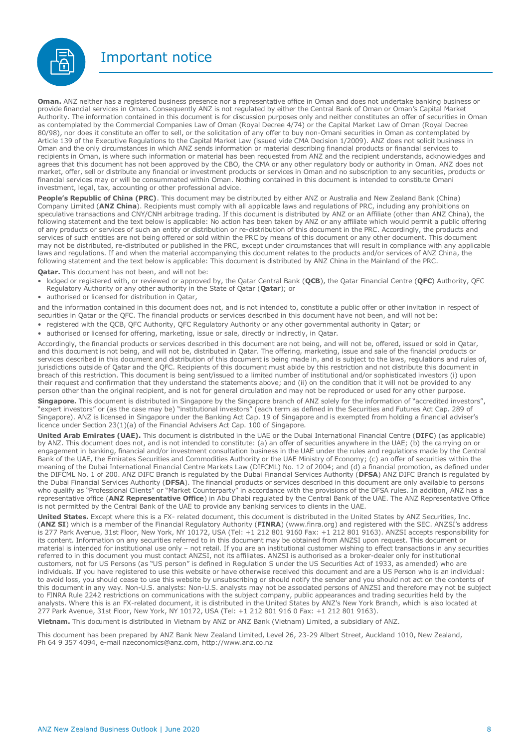# Important notice

**Oman.** ANZ neither has a registered business presence nor a representative office in Oman and does not undertake banking business or provide financial services in Oman. Consequently ANZ is not regulated by either the Central Bank of Oman or Oman's Capital Market Authority. The information contained in this document is for discussion purposes only and neither constitutes an offer of securities in Oman as contemplated by the Commercial Companies Law of Oman (Royal Decree 4/74) or the Capital Market Law of Oman (Royal Decree 80/98), nor does it constitute an offer to sell, or the solicitation of any offer to buy non-Omani securities in Oman as contemplated by Article 139 of the Executive Regulations to the Capital Market Law (issued vide CMA Decision 1/2009). ANZ does not solicit business in Oman and the only circumstances in which ANZ sends information or material describing financial products or financial services to recipients in Oman, is where such information or material has been requested from ANZ and the recipient understands, acknowledges and agrees that this document has not been approved by the CBO, the CMA or any other regulatory body or authority in Oman. ANZ does not market, offer, sell or distribute any financial or investment products or services in Oman and no subscription to any securities, products or financial services may or will be consummated within Oman. Nothing contained in this document is intended to constitute Omani investment, legal, tax, accounting or other professional advice.

**People's Republic of China (PRC)**. This document may be distributed by either ANZ or Australia and New Zealand Bank (China) Company Limited (**ANZ China**). Recipients must comply with all applicable laws and regulations of PRC, including any prohibitions on speculative transactions and CNY/CNH arbitrage trading. If this document is distributed by ANZ or an Affiliate (other than ANZ China), the following statement and the text below is applicable: No action has been taken by ANZ or any affiliate which would permit a public offering of any products or services of such an entity or distribution or re-distribution of this document in the PRC. Accordingly, the products and services of such entities are not being offered or sold within the PRC by means of this document or any other document. This document may not be distributed, re-distributed or published in the PRC, except under circumstances that will result in compliance with any applicable laws and regulations. If and when the material accompanying this document relates to the products and/or services of ANZ China, the following statement and the text below is applicable: This document is distributed by ANZ China in the Mainland of the PRC.

**Qatar.** This document has not been, and will not be:

- lodged or registered with, or reviewed or approved by, the Qatar Central Bank (**QCB**), the Qatar Financial Centre (**QFC**) Authority, QFC Regulatory Authority or any other authority in the State of Qatar (**Qatar**); or
- authorised or licensed for distribution in Qatar,

and the information contained in this document does not, and is not intended to, constitute a public offer or other invitation in respect of securities in Qatar or the QFC. The financial products or services described in this document have not been, and will not be:

- registered with the QCB, QFC Authority, QFC Regulatory Authority or any other governmental authority in Qatar; or
- authorised or licensed for offering, marketing, issue or sale, directly or indirectly, in Qatar.

Accordingly, the financial products or services described in this document are not being, and will not be, offered, issued or sold in Qatar, and this document is not being, and will not be, distributed in Qatar. The offering, marketing, issue and sale of the financial products or services described in this document and distribution of this document is being made in, and is subject to the laws, regulations and rules of, jurisdictions outside of Qatar and the QFC. Recipients of this document must abide by this restriction and not distribute this document in breach of this restriction. This document is being sent/issued to a limited number of institutional and/or sophisticated investors (i) upon their request and confirmation that they understand the statements above; and (ii) on the condition that it will not be provided to any person other than the original recipient, and is not for general circulation and may not be reproduced or used for any other purpose.

**Singapore.** This document is distributed in Singapore by the Singapore branch of ANZ solely for the information of "accredited investors", "expert investors" or (as the case may be) "institutional investors" (each term as defined in the Securities and Futures Act Cap. 289 of Singapore). ANZ is licensed in Singapore under the Banking Act Cap. 19 of Singapore and is exempted from holding a financial adviser's licence under Section 23(1)(a) of the Financial Advisers Act Cap. 100 of Singapore.

**United Arab Emirates (UAE).** This document is distributed in the UAE or the Dubai International Financial Centre (**DIFC**) (as applicable) by ANZ. This document does not, and is not intended to constitute: (a) an offer of securities anywhere in the UAE; (b) the carrying on or engagement in banking, financial and/or investment consultation business in the UAE under the rules and regulations made by the Central Bank of the UAE, the Emirates Securities and Commodities Authority or the UAE Ministry of Economy; (c) an offer of securities within the meaning of the Dubai International Financial Centre Markets Law (DIFCML) No. 12 of 2004; and (d) a financial promotion, as defined under the DIFCML No. 1 of 200. ANZ DIFC Branch is regulated by the Dubai Financial Services Authority (**DFSA**) ANZ DIFC Branch is regulated by the Dubai Financial Services Authority (**DFSA**). The financial products or services described in this document are only available to persons who qualify as "Professional Clients" or "Market Counterparty" in accordance with the provisions of the DFSA rules. In addition, ANZ has a representative office (**ANZ Representative Office**) in Abu Dhabi regulated by the Central Bank of the UAE. The ANZ Representative Office is not permitted by the Central Bank of the UAE to provide any banking services to clients in the UAE.

**United States.** Except where this is a FX- related document, this document is distributed in the United States by ANZ Securities, Inc. (**ANZ SI**) which is a member of the Financial Regulatory Authority (**FINRA**) (www.finra.org) and registered with the SEC. ANZSI's address is 277 Park Avenue, 31st Floor, New York, NY 10172, USA (Tel: +1 212 801 9160 Fax: +1 212 801 9163). ANZSI accepts responsibility for its content. Information on any securities referred to in this document may be obtained from ANZSI upon request. This document or material is intended for institutional use only – not retail. If you are an institutional customer wishing to effect transactions in any securities referred to in this document you must contact ANZSI, not its affiliates. ANZSI is authorised as a broker-dealer only for institutional customers, not for US Persons (as "US person" is defined in Regulation S under the US Securities Act of 1933, as amended) who are individuals. If you have registered to use this website or have otherwise received this document and are a US Person who is an individual: to avoid loss, you should cease to use this website by unsubscribing or should notify the sender and you should not act on the contents of this document in any way. Non-U.S. analysts: Non-U.S. analysts may not be associated persons of ANZSI and therefore may not be subject to FINRA Rule 2242 restrictions on communications with the subject company, public appearances and trading securities held by the analysts. Where this is an FX-related document, it is distributed in the United States by ANZ's New York Branch, which is also located at 277 Park Avenue, 31st Floor, New York, NY 10172, USA (Tel: +1 212 801 916 0 Fax: +1 212 801 9163).

**Vietnam.** This document is distributed in Vietnam by ANZ or ANZ Bank (Vietnam) Limited, a subsidiary of ANZ.

This document has been prepared by ANZ Bank New Zealand Limited, Level 26, 23-29 Albert Street, Auckland 1010, New Zealand, Ph 64 9 357 4094, e-mail nzeconomics@anz.com, http://www.anz.co.nz